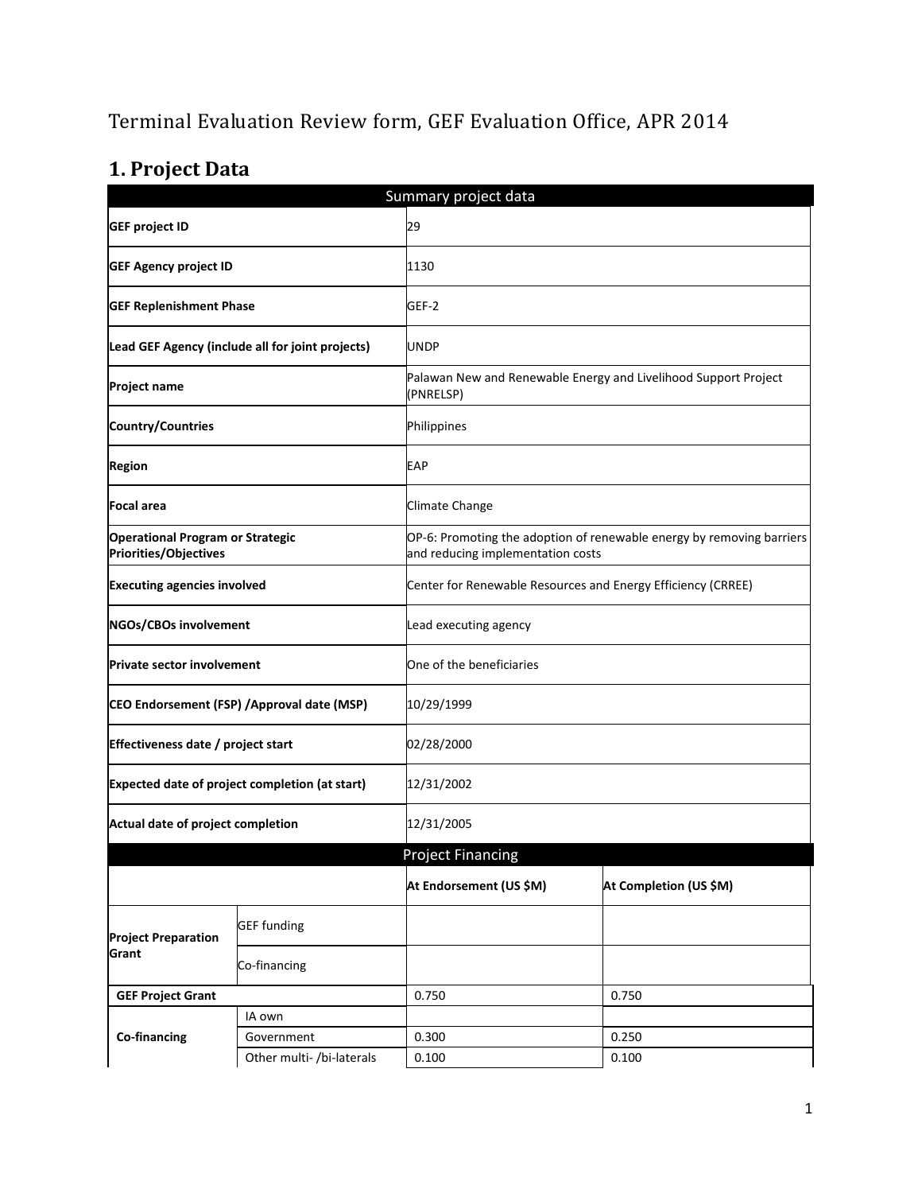Terminal Evaluation Review form, GEF Evaluation Office, APR 2014

# 1. Project Data

| Summary project data | | | |
|---|---|---|---|
| **GEF project ID** | | 29 | |
| **GEF Agency project ID** | | 1130 | |
| **GEF Replenishment Phase** | | GEF-2 | |
| **Lead GEF Agency (include all for joint projects)** | | UNDP | |
| **Project name** | | Palawan New and Renewable Energy and Livelihood Support Project (PNRELSP) | |
| **Country/Countries** | | Philippines | |
| **Region** | | EAP | |
| **Focal area** | | Climate Change | |
| **Operational Program or Strategic Priorities/Objectives** | | OP-6: Promoting the adoption of renewable energy by removing barriers and reducing implementation costs | |
| **Executing agencies involved** | | Center for Renewable Resources and Energy Efficiency (CRREE) | |
| **NGOs/CBOs involvement** | | Lead executing agency | |
| **Private sector involvement** | | One of the beneficiaries | |
| **CEO Endorsement (FSP) /Approval date (MSP)** | | 10/29/1999 | |
| **Effectiveness date / project start** | | 02/28/2000 | |
| **Expected date of project completion (at start)** | | 12/31/2002 | |
| **Actual date of project completion** | | 12/31/2005 | |
| Project Financing | | | |
| | | **At Endorsement (US $M)** | **At Completion (US $M)** |
| **Project Preparation Grant** | GEF funding | | |
| | Co-financing | | |
| **GEF Project Grant** | | 0.750 | 0.750 |
| **Co-financing** | IA own | | |
| | Government | 0.300 | 0.250 |
| | Other multi- /bi-laterals | 0.100 | 0.100 |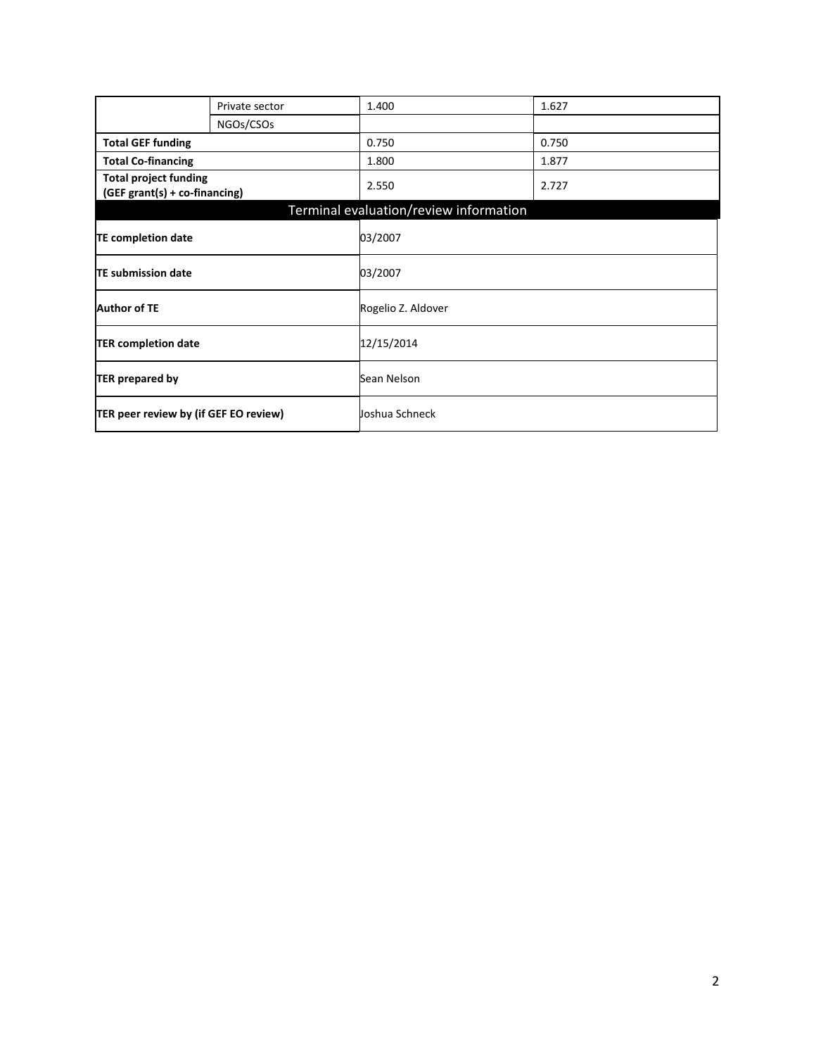| | | | |
|---|---|---|---|
| | Private sector | 1.400 | 1.627 |
| | NGOs/CSOs | | |
| **Total GEF funding** | | 0.750 | 0.750 |
| **Total Co-financing** | | 1.800 | 1.877 |
| **Total project funding (GEF grant(s) + co-financing)** | | 2.550 | 2.727 |

| Terminal evaluation/review information | |
|---|---|
| **TE completion date** | 03/2007 |
| **TE submission date** | 03/2007 |
| **Author of TE** | Rogelio Z. Aldover |
| **TER completion date** | 12/15/2014 |
| **TER prepared by** | Sean Nelson |
| **TER peer review by (if GEF EO review)** | Joshua Schneck |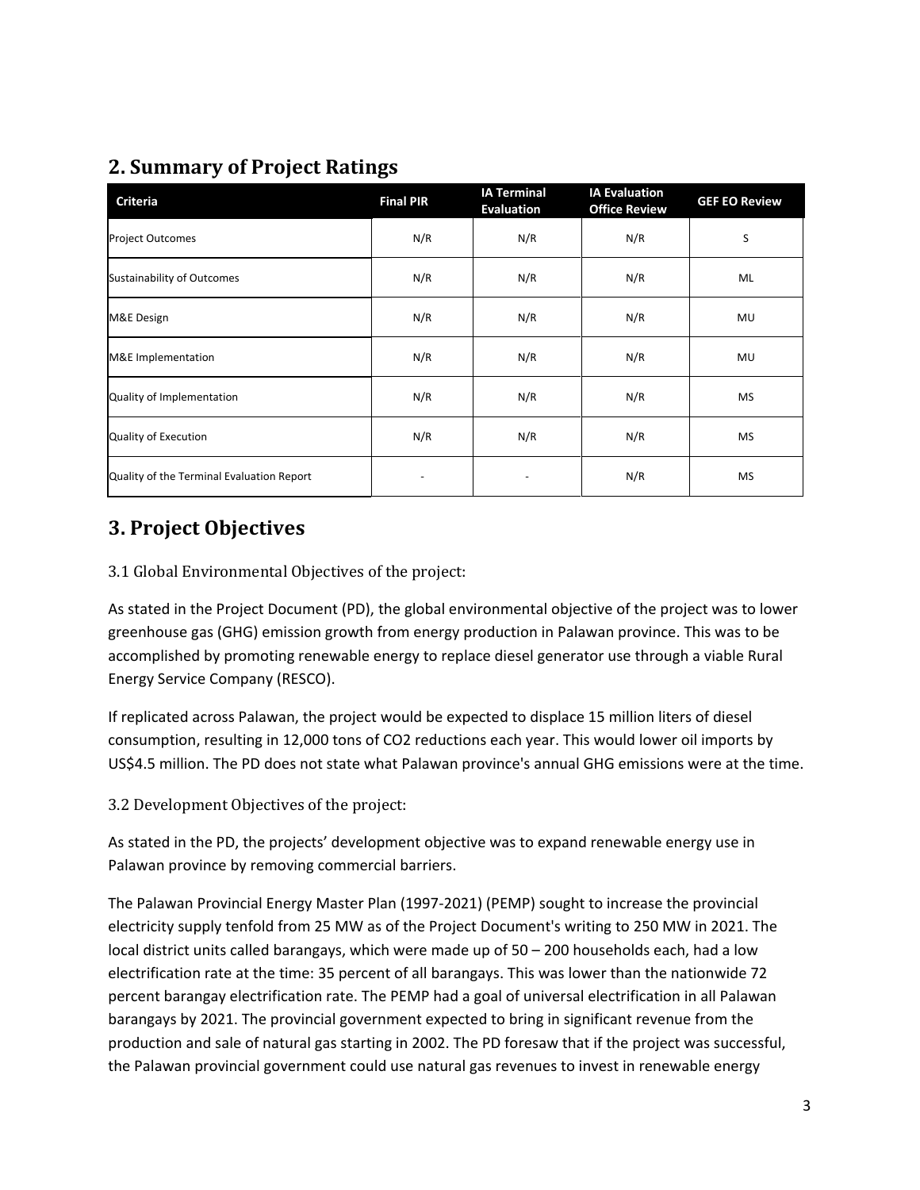## 2. Summary of Project Ratings

| Criteria | Final PIR | IA Terminal Evaluation | IA Evaluation Office Review | GEF EO Review |
|---|---|---|---|---|
| Project Outcomes | N/R | N/R | N/R | S |
| Sustainability of Outcomes | N/R | N/R | N/R | ML |
| M&E Design | N/R | N/R | N/R | MU |
| M&E Implementation | N/R | N/R | N/R | MU |
| Quality of Implementation | N/R | N/R | N/R | MS |
| Quality of Execution | N/R | N/R | N/R | MS |
| Quality of the Terminal Evaluation Report | - | - | N/R | MS |

## 3. Project Objectives

### 3.1 Global Environmental Objectives of the project:

As stated in the Project Document (PD), the global environmental objective of the project was to lower greenhouse gas (GHG) emission growth from energy production in Palawan province. This was to be accomplished by promoting renewable energy to replace diesel generator use through a viable Rural Energy Service Company (RESCO).

If replicated across Palawan, the project would be expected to displace 15 million liters of diesel consumption, resulting in 12,000 tons of $CO_2$ reductions each year. This would lower oil imports by US$4.5 million. The PD does not state what Palawan province's annual GHG emissions were at the time.

### 3.2 Development Objectives of the project:

As stated in the PD, the projects' development objective was to expand renewable energy use in Palawan province by removing commercial barriers.

The Palawan Provincial Energy Master Plan (1997-2021) (PEMP) sought to increase the provincial electricity supply tenfold from 25 MW as of the Project Document's writing to 250 MW in 2021. The local district units called barangays, which were made up of 50 – 200 households each, had a low electrification rate at the time: 35 percent of all barangays. This was lower than the nationwide 72 percent barangay electrification rate. The PEMP had a goal of universal electrification in all Palawan barangays by 2021. The provincial government expected to bring in significant revenue from the production and sale of natural gas starting in 2002. The PD foresaw that if the project was successful, the Palawan provincial government could use natural gas revenues to invest in renewable energy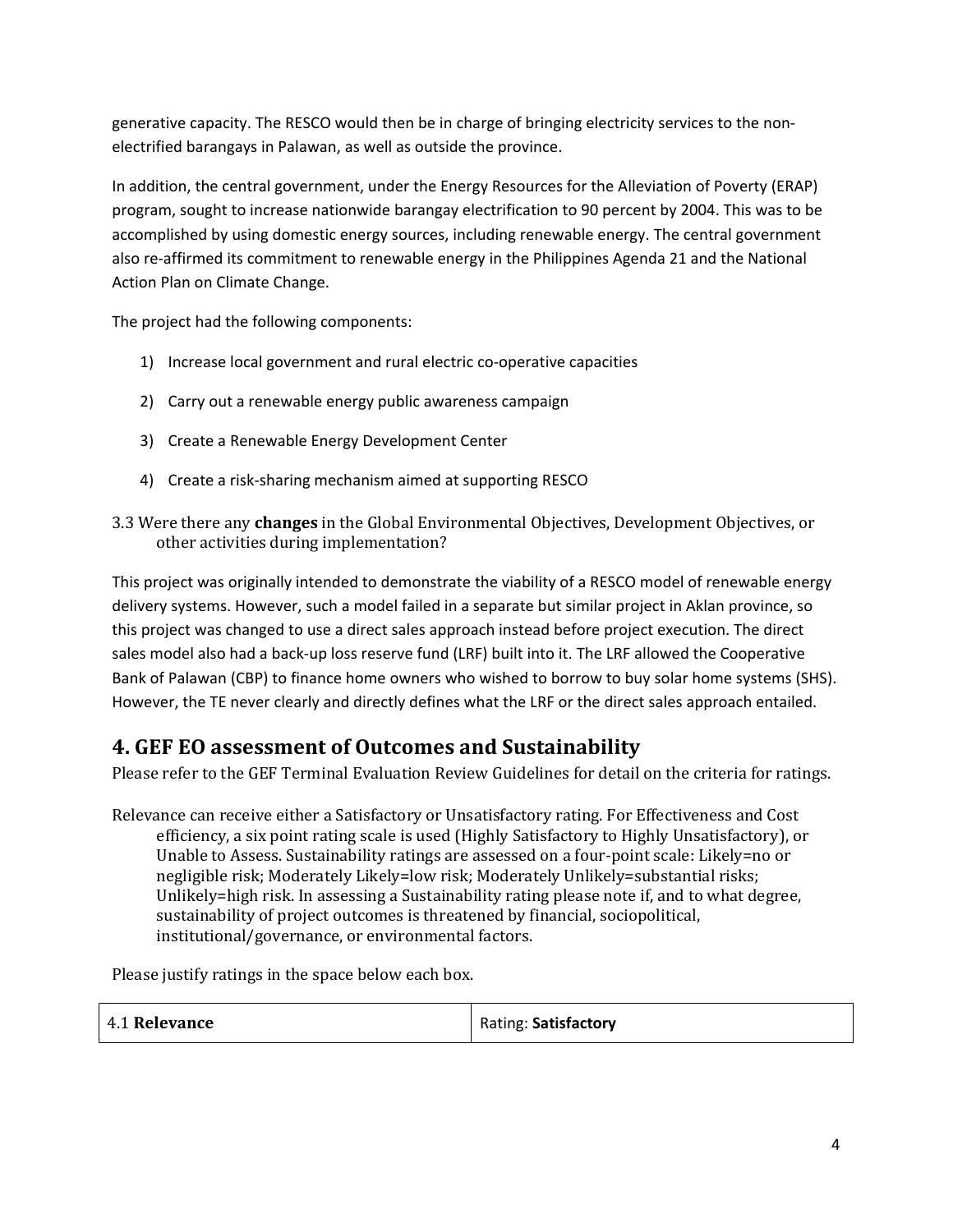generative capacity. The RESCO would then be in charge of bringing electricity services to the non-electrified barangays in Palawan, as well as outside the province.

In addition, the central government, under the Energy Resources for the Alleviation of Poverty (ERAP) program, sought to increase nationwide barangay electrification to 90 percent by 2004. This was to be accomplished by using domestic energy sources, including renewable energy. The central government also re-affirmed its commitment to renewable energy in the Philippines Agenda 21 and the National Action Plan on Climate Change.

The project had the following components:

1) Increase local government and rural electric co-operative capacities
2) Carry out a renewable energy public awareness campaign
3) Create a Renewable Energy Development Center
4) Create a risk-sharing mechanism aimed at supporting RESCO

3.3 Were there any **changes** in the Global Environmental Objectives, Development Objectives, or other activities during implementation?

This project was originally intended to demonstrate the viability of a RESCO model of renewable energy delivery systems. However, such a model failed in a separate but similar project in Aklan province, so this project was changed to use a direct sales approach instead before project execution. The direct sales model also had a back-up loss reserve fund (LRF) built into it. The LRF allowed the Cooperative Bank of Palawan (CBP) to finance home owners who wished to borrow to buy solar home systems (SHS). However, the TE never clearly and directly defines what the LRF or the direct sales approach entailed.

## 4. GEF EO assessment of Outcomes and Sustainability

Please refer to the GEF Terminal Evaluation Review Guidelines for detail on the criteria for ratings.

Relevance can receive either a Satisfactory or Unsatisfactory rating. For Effectiveness and Cost efficiency, a six point rating scale is used (Highly Satisfactory to Highly Unsatisfactory), or Unable to Assess. Sustainability ratings are assessed on a four-point scale: Likely=no or negligible risk; Moderately Likely=low risk; Moderately Unlikely=substantial risks; Unlikely=high risk. In assessing a Sustainability rating please note if, and to what degree, sustainability of project outcomes is threatened by financial, sociopolitical, institutional/governance, or environmental factors.

Please justify ratings in the space below each box.

| 4.1 **Relevance** | Rating: **Satisfactory** |
|---|---|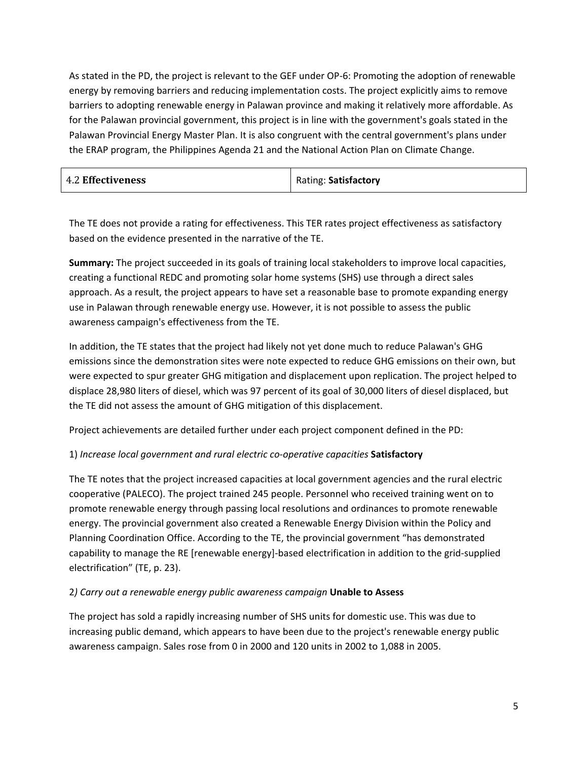As stated in the PD, the project is relevant to the GEF under OP-6: Promoting the adoption of renewable energy by removing barriers and reducing implementation costs. The project explicitly aims to remove barriers to adopting renewable energy in Palawan province and making it relatively more affordable. As for the Palawan provincial government, this project is in line with the government's goals stated in the Palawan Provincial Energy Master Plan. It is also congruent with the central government's plans under the ERAP program, the Philippines Agenda 21 and the National Action Plan on Climate Change.

| 4.2 **Effectiveness** | Rating: **Satisfactory** |
|---|---|

The TE does not provide a rating for effectiveness. This TER rates project effectiveness as satisfactory based on the evidence presented in the narrative of the TE.

**Summary:** The project succeeded in its goals of training local stakeholders to improve local capacities, creating a functional REDC and promoting solar home systems (SHS) use through a direct sales approach. As a result, the project appears to have set a reasonable base to promote expanding energy use in Palawan through renewable energy use. However, it is not possible to assess the public awareness campaign's effectiveness from the TE.

In addition, the TE states that the project had likely not yet done much to reduce Palawan's GHG emissions since the demonstration sites were note expected to reduce GHG emissions on their own, but were expected to spur greater GHG mitigation and displacement upon replication. The project helped to displace 28,980 liters of diesel, which was 97 percent of its goal of 30,000 liters of diesel displaced, but the TE did not assess the amount of GHG mitigation of this displacement.

Project achievements are detailed further under each project component defined in the PD:

1) *Increase local government and rural electric co-operative capacities* **Satisfactory**

The TE notes that the project increased capacities at local government agencies and the rural electric cooperative (PALECO). The project trained 245 people. Personnel who received training went on to promote renewable energy through passing local resolutions and ordinances to promote renewable energy. The provincial government also created a Renewable Energy Division within the Policy and Planning Coordination Office. According to the TE, the provincial government "has demonstrated capability to manage the RE [renewable energy]-based electrification in addition to the grid-supplied electrification" (TE, p. 23).

2*) Carry out a renewable energy public awareness campaign* **Unable to Assess**

The project has sold a rapidly increasing number of SHS units for domestic use. This was due to increasing public demand, which appears to have been due to the project's renewable energy public awareness campaign. Sales rose from 0 in 2000 and 120 units in 2002 to 1,088 in 2005.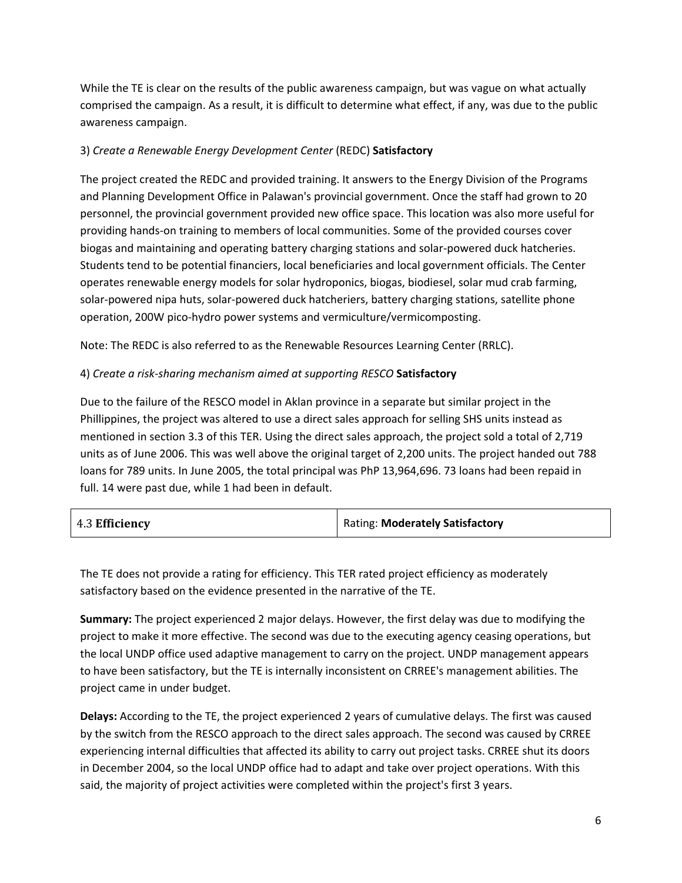While the TE is clear on the results of the public awareness campaign, but was vague on what actually comprised the campaign. As a result, it is difficult to determine what effect, if any, was due to the public awareness campaign.

3) *Create a Renewable Energy Development Center* (REDC) **Satisfactory**

The project created the REDC and provided training. It answers to the Energy Division of the Programs and Planning Development Office in Palawan's provincial government. Once the staff had grown to 20 personnel, the provincial government provided new office space. This location was also more useful for providing hands-on training to members of local communities. Some of the provided courses cover biogas and maintaining and operating battery charging stations and solar-powered duck hatcheries. Students tend to be potential financiers, local beneficiaries and local government officials. The Center operates renewable energy models for solar hydroponics, biogas, biodiesel, solar mud crab farming, solar-powered nipa huts, solar-powered duck hatcheriers, battery charging stations, satellite phone operation, 200W pico-hydro power systems and vermiculture/vermicomposting.

Note: The REDC is also referred to as the Renewable Resources Learning Center (RRLC).

4) *Create a risk-sharing mechanism aimed at supporting RESCO* **Satisfactory**

Due to the failure of the RESCO model in Aklan province in a separate but similar project in the Phillippines, the project was altered to use a direct sales approach for selling SHS units instead as mentioned in section 3.3 of this TER. Using the direct sales approach, the project sold a total of 2,719 units as of June 2006. This was well above the original target of 2,200 units. The project handed out 788 loans for 789 units. In June 2005, the total principal was PhP 13,964,696. 73 loans had been repaid in full. 14 were past due, while 1 had been in default.

| 4.3 **Efficiency** | Rating: **Moderately Satisfactory** |
|---|---|

The TE does not provide a rating for efficiency. This TER rated project efficiency as moderately satisfactory based on the evidence presented in the narrative of the TE.

**Summary:** The project experienced 2 major delays. However, the first delay was due to modifying the project to make it more effective. The second was due to the executing agency ceasing operations, but the local UNDP office used adaptive management to carry on the project. UNDP management appears to have been satisfactory, but the TE is internally inconsistent on CRREE's management abilities. The project came in under budget.

**Delays:** According to the TE, the project experienced 2 years of cumulative delays. The first was caused by the switch from the RESCO approach to the direct sales approach. The second was caused by CRREE experiencing internal difficulties that affected its ability to carry out project tasks. CRREE shut its doors in December 2004, so the local UNDP office had to adapt and take over project operations. With this said, the majority of project activities were completed within the project's first 3 years.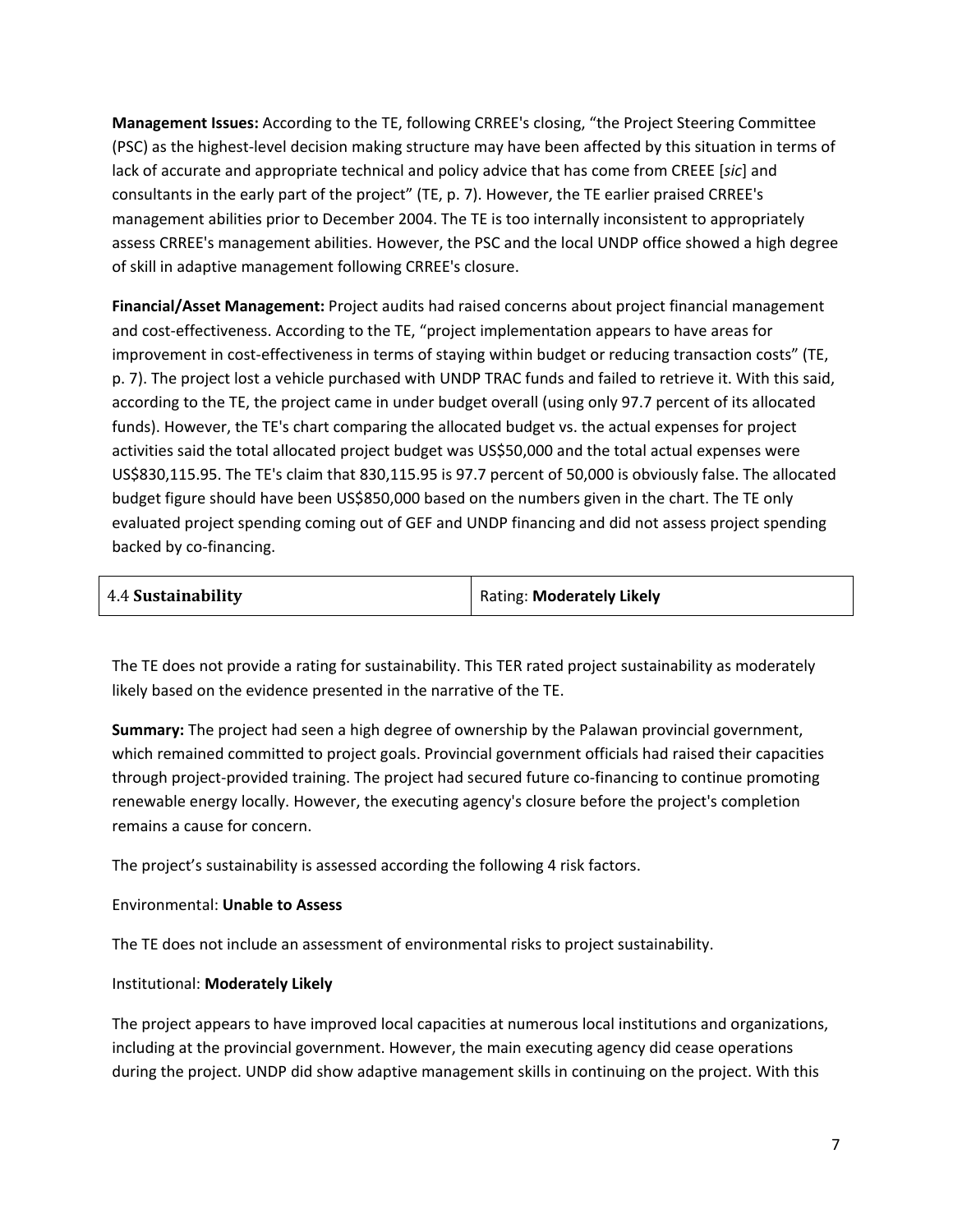**Management Issues:** According to the TE, following CRREE's closing, "the Project Steering Committee (PSC) as the highest-level decision making structure may have been affected by this situation in terms of lack of accurate and appropriate technical and policy advice that has come from CREEE [*sic*] and consultants in the early part of the project" (TE, p. 7). However, the TE earlier praised CRREE's management abilities prior to December 2004. The TE is too internally inconsistent to appropriately assess CRREE's management abilities. However, the PSC and the local UNDP office showed a high degree of skill in adaptive management following CRREE's closure.

**Financial/Asset Management:** Project audits had raised concerns about project financial management and cost-effectiveness. According to the TE, "project implementation appears to have areas for improvement in cost-effectiveness in terms of staying within budget or reducing transaction costs" (TE, p. 7). The project lost a vehicle purchased with UNDP TRAC funds and failed to retrieve it. With this said, according to the TE, the project came in under budget overall (using only 97.7 percent of its allocated funds). However, the TE's chart comparing the allocated budget vs. the actual expenses for project activities said the total allocated project budget was US$50,000 and the total actual expenses were US$830,115.95. The TE's claim that 830,115.95 is 97.7 percent of 50,000 is obviously false. The allocated budget figure should have been US$850,000 based on the numbers given in the chart. The TE only evaluated project spending coming out of GEF and UNDP financing and did not assess project spending backed by co-financing.

| 4.4 **Sustainability** | Rating: **Moderately Likely** |
|---|---|

The TE does not provide a rating for sustainability. This TER rated project sustainability as moderately likely based on the evidence presented in the narrative of the TE.

**Summary:** The project had seen a high degree of ownership by the Palawan provincial government, which remained committed to project goals. Provincial government officials had raised their capacities through project-provided training. The project had secured future co-financing to continue promoting renewable energy locally. However, the executing agency's closure before the project's completion remains a cause for concern.

The project's sustainability is assessed according the following 4 risk factors.

Environmental: **Unable to Assess**

The TE does not include an assessment of environmental risks to project sustainability.

Institutional: **Moderately Likely**

The project appears to have improved local capacities at numerous local institutions and organizations, including at the provincial government. However, the main executing agency did cease operations during the project. UNDP did show adaptive management skills in continuing on the project. With this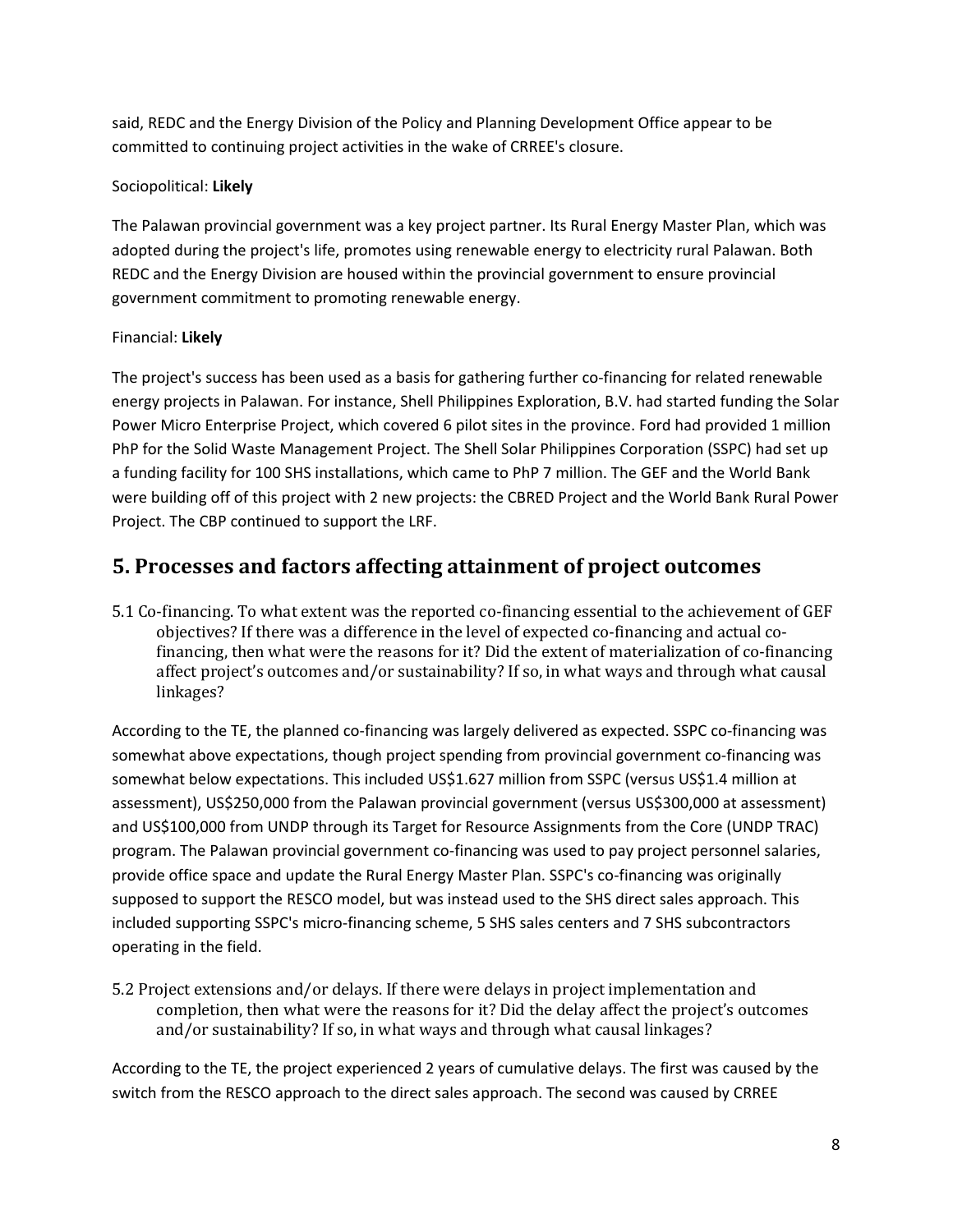said, REDC and the Energy Division of the Policy and Planning Development Office appear to be committed to continuing project activities in the wake of CRREE's closure.

Sociopolitical: **Likely**

The Palawan provincial government was a key project partner. Its Rural Energy Master Plan, which was adopted during the project's life, promotes using renewable energy to electricity rural Palawan. Both REDC and the Energy Division are housed within the provincial government to ensure provincial government commitment to promoting renewable energy.

Financial: **Likely**

The project's success has been used as a basis for gathering further co-financing for related renewable energy projects in Palawan. For instance, Shell Philippines Exploration, B.V. had started funding the Solar Power Micro Enterprise Project, which covered 6 pilot sites in the province. Ford had provided 1 million PhP for the Solid Waste Management Project. The Shell Solar Philippines Corporation (SSPC) had set up a funding facility for 100 SHS installations, which came to PhP 7 million. The GEF and the World Bank were building off of this project with 2 new projects: the CBRED Project and the World Bank Rural Power Project. The CBP continued to support the LRF.

## 5. Processes and factors affecting attainment of project outcomes

5.1 Co-financing. To what extent was the reported co-financing essential to the achievement of GEF objectives? If there was a difference in the level of expected co-financing and actual co-financing, then what were the reasons for it? Did the extent of materialization of co-financing affect project's outcomes and/or sustainability? If so, in what ways and through what causal linkages?

According to the TE, the planned co-financing was largely delivered as expected. SSPC co-financing was somewhat above expectations, though project spending from provincial government co-financing was somewhat below expectations. This included US$1.627 million from SSPC (versus US$1.4 million at assessment), US$250,000 from the Palawan provincial government (versus US$300,000 at assessment) and US$100,000 from UNDP through its Target for Resource Assignments from the Core (UNDP TRAC) program. The Palawan provincial government co-financing was used to pay project personnel salaries, provide office space and update the Rural Energy Master Plan. SSPC's co-financing was originally supposed to support the RESCO model, but was instead used to the SHS direct sales approach. This included supporting SSPC's micro-financing scheme, 5 SHS sales centers and 7 SHS subcontractors operating in the field.

5.2 Project extensions and/or delays. If there were delays in project implementation and completion, then what were the reasons for it? Did the delay affect the project's outcomes and/or sustainability? If so, in what ways and through what causal linkages?

According to the TE, the project experienced 2 years of cumulative delays. The first was caused by the switch from the RESCO approach to the direct sales approach. The second was caused by CRREE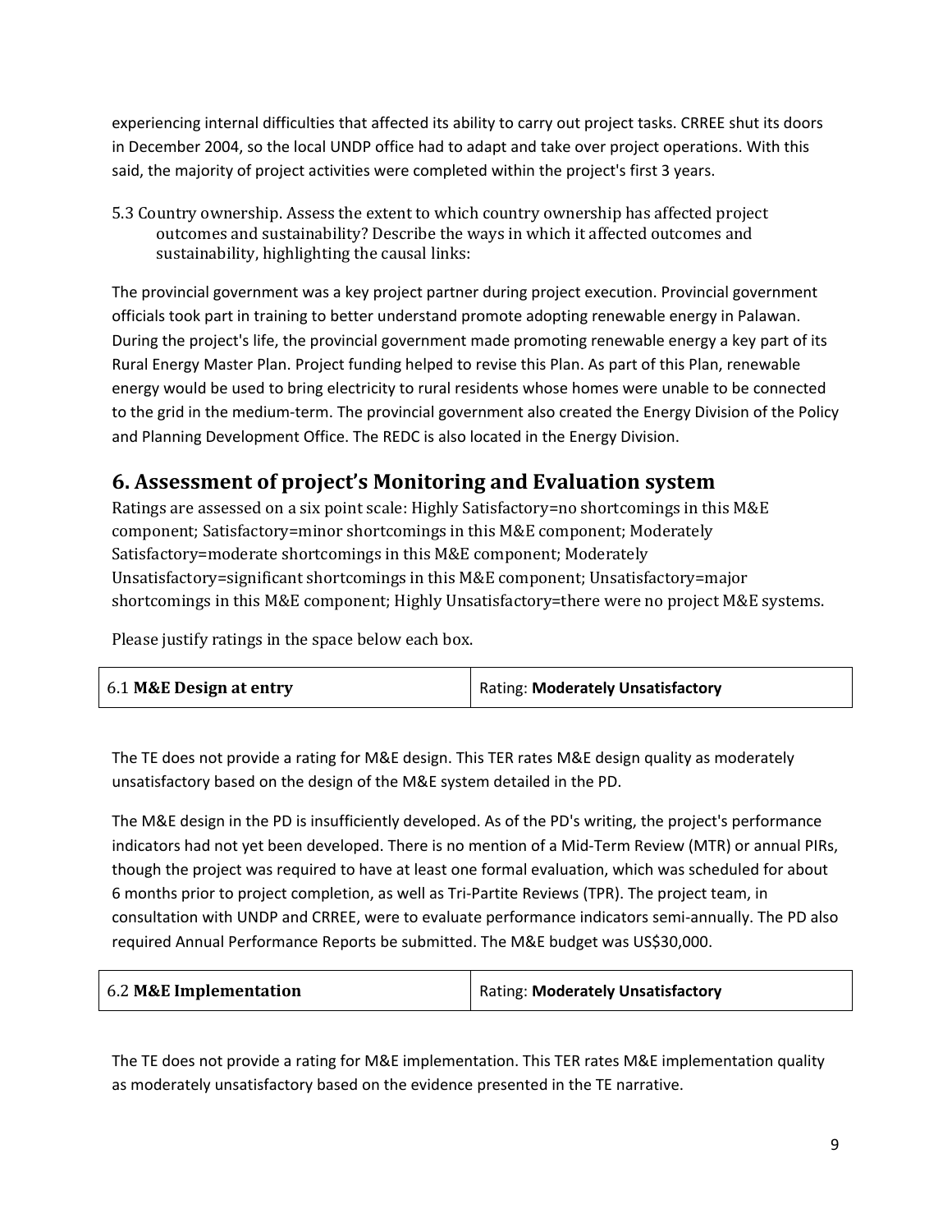experiencing internal difficulties that affected its ability to carry out project tasks. CRREE shut its doors in December 2004, so the local UNDP office had to adapt and take over project operations. With this said, the majority of project activities were completed within the project's first 3 years.

5.3 Country ownership. Assess the extent to which country ownership has affected project outcomes and sustainability? Describe the ways in which it affected outcomes and sustainability, highlighting the causal links:

The provincial government was a key project partner during project execution. Provincial government officials took part in training to better understand promote adopting renewable energy in Palawan. During the project's life, the provincial government made promoting renewable energy a key part of its Rural Energy Master Plan. Project funding helped to revise this Plan. As part of this Plan, renewable energy would be used to bring electricity to rural residents whose homes were unable to be connected to the grid in the medium-term. The provincial government also created the Energy Division of the Policy and Planning Development Office. The REDC is also located in the Energy Division.

## 6. Assessment of project's Monitoring and Evaluation system

Ratings are assessed on a six point scale: Highly Satisfactory=no shortcomings in this M&E component; Satisfactory=minor shortcomings in this M&E component; Moderately Satisfactory=moderate shortcomings in this M&E component; Moderately Unsatisfactory=significant shortcomings in this M&E component; Unsatisfactory=major shortcomings in this M&E component; Highly Unsatisfactory=there were no project M&E systems.

Please justify ratings in the space below each box.

| 6.1 **M&E Design at entry** | Rating: **Moderately Unsatisfactory** |
|---|---|

The TE does not provide a rating for M&E design. This TER rates M&E design quality as moderately unsatisfactory based on the design of the M&E system detailed in the PD.

The M&E design in the PD is insufficiently developed. As of the PD's writing, the project's performance indicators had not yet been developed. There is no mention of a Mid-Term Review (MTR) or annual PIRs, though the project was required to have at least one formal evaluation, which was scheduled for about 6 months prior to project completion, as well as Tri-Partite Reviews (TPR). The project team, in consultation with UNDP and CRREE, were to evaluate performance indicators semi-annually. The PD also required Annual Performance Reports be submitted. The M&E budget was US$30,000.

| 6.2 **M&E Implementation** | Rating: **Moderately Unsatisfactory** |
|---|---|

The TE does not provide a rating for M&E implementation. This TER rates M&E implementation quality as moderately unsatisfactory based on the evidence presented in the TE narrative.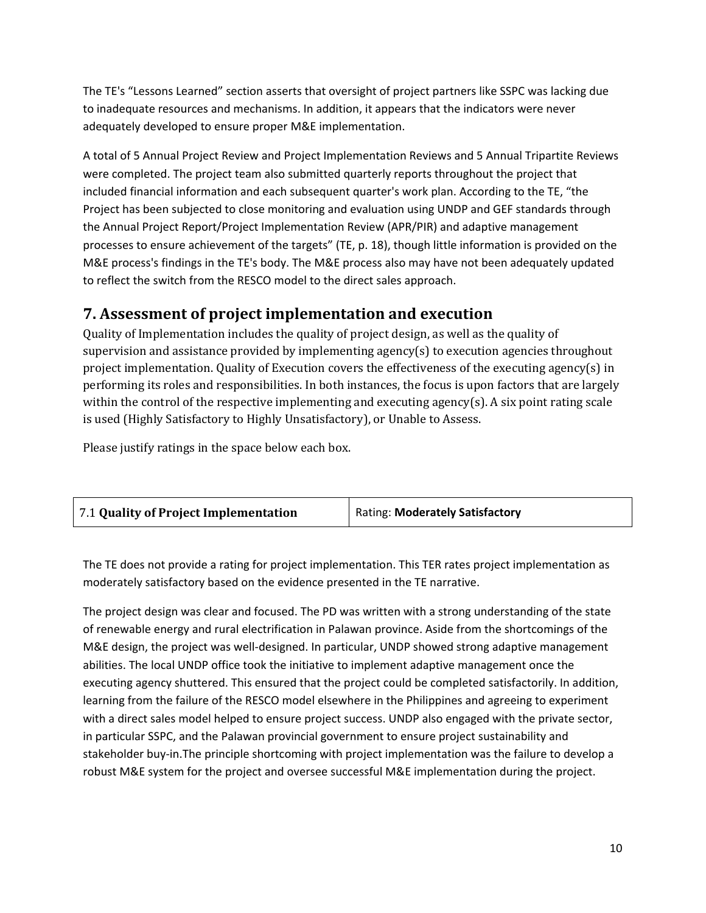The TE's "Lessons Learned" section asserts that oversight of project partners like SSPC was lacking due to inadequate resources and mechanisms. In addition, it appears that the indicators were never adequately developed to ensure proper M&E implementation.

A total of 5 Annual Project Review and Project Implementation Reviews and 5 Annual Tripartite Reviews were completed. The project team also submitted quarterly reports throughout the project that included financial information and each subsequent quarter's work plan. According to the TE, "the Project has been subjected to close monitoring and evaluation using UNDP and GEF standards through the Annual Project Report/Project Implementation Review (APR/PIR) and adaptive management processes to ensure achievement of the targets" (TE, p. 18), though little information is provided on the M&E process's findings in the TE's body. The M&E process also may have not been adequately updated to reflect the switch from the RESCO model to the direct sales approach.

## 7. Assessment of project implementation and execution

Quality of Implementation includes the quality of project design, as well as the quality of supervision and assistance provided by implementing agency(s) to execution agencies throughout project implementation. Quality of Execution covers the effectiveness of the executing agency(s) in performing its roles and responsibilities. In both instances, the focus is upon factors that are largely within the control of the respective implementing and executing agency(s). A six point rating scale is used (Highly Satisfactory to Highly Unsatisfactory), or Unable to Assess.

Please justify ratings in the space below each box.

| 7.1 **Quality of Project Implementation** | Rating: **Moderately Satisfactory** |
|---|---|

The TE does not provide a rating for project implementation. This TER rates project implementation as moderately satisfactory based on the evidence presented in the TE narrative.

The project design was clear and focused. The PD was written with a strong understanding of the state of renewable energy and rural electrification in Palawan province. Aside from the shortcomings of the M&E design, the project was well-designed. In particular, UNDP showed strong adaptive management abilities. The local UNDP office took the initiative to implement adaptive management once the executing agency shuttered. This ensured that the project could be completed satisfactorily. In addition, learning from the failure of the RESCO model elsewhere in the Philippines and agreeing to experiment with a direct sales model helped to ensure project success. UNDP also engaged with the private sector, in particular SSPC, and the Palawan provincial government to ensure project sustainability and stakeholder buy-in.The principle shortcoming with project implementation was the failure to develop a robust M&E system for the project and oversee successful M&E implementation during the project.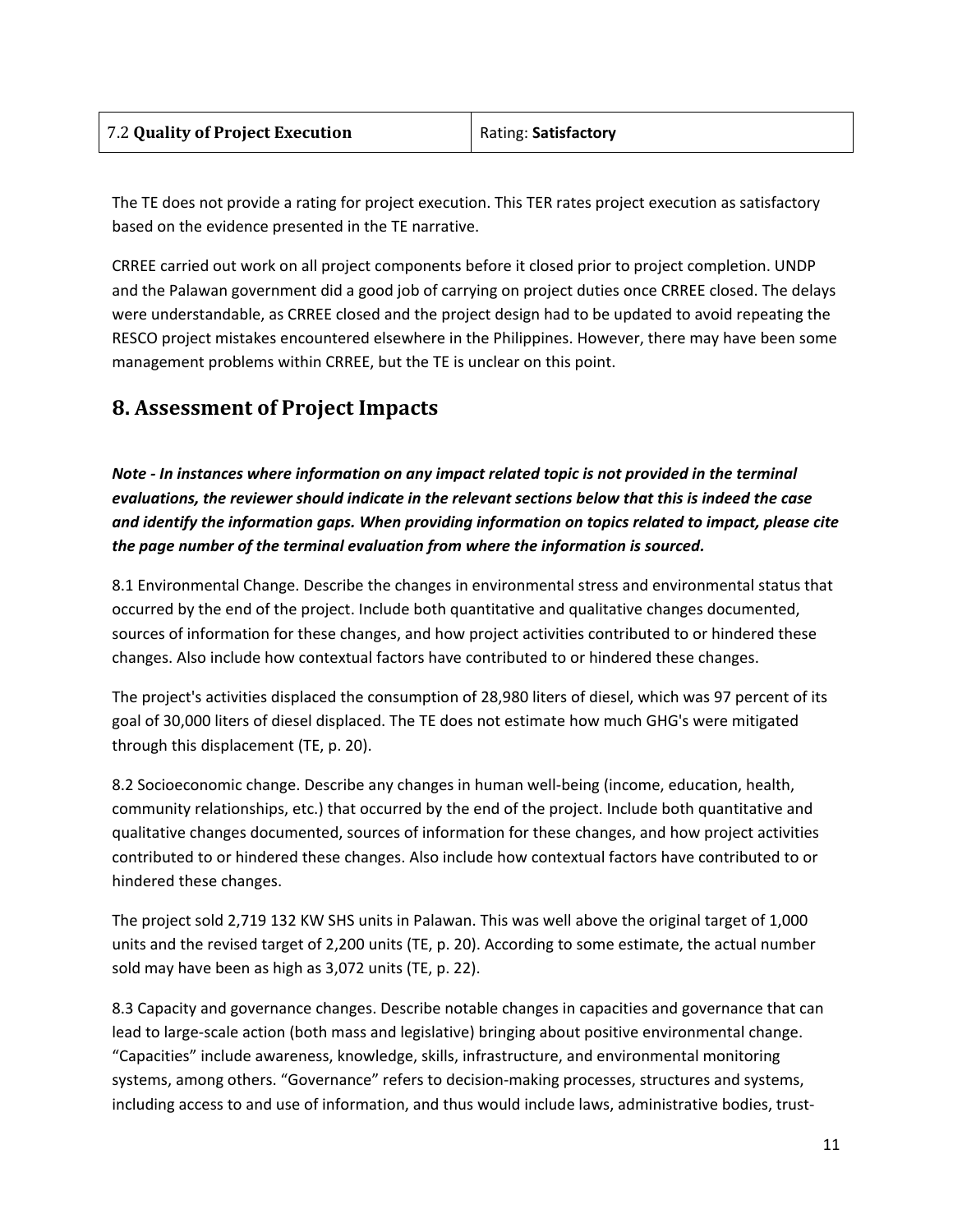| 7.2 **Quality of Project Execution** | Rating: **Satisfactory** |
|---|---|

The TE does not provide a rating for project execution. This TER rates project execution as satisfactory based on the evidence presented in the TE narrative.

CRREE carried out work on all project components before it closed prior to project completion. UNDP and the Palawan government did a good job of carrying on project duties once CRREE closed. The delays were understandable, as CRREE closed and the project design had to be updated to avoid repeating the RESCO project mistakes encountered elsewhere in the Philippines. However, there may have been some management problems within CRREE, but the TE is unclear on this point.

## 8. Assessment of Project Impacts

***Note - In instances where information on any impact related topic is not provided in the terminal evaluations, the reviewer should indicate in the relevant sections below that this is indeed the case and identify the information gaps. When providing information on topics related to impact, please cite the page number of the terminal evaluation from where the information is sourced.***

8.1 Environmental Change. Describe the changes in environmental stress and environmental status that occurred by the end of the project. Include both quantitative and qualitative changes documented, sources of information for these changes, and how project activities contributed to or hindered these changes. Also include how contextual factors have contributed to or hindered these changes.

The project's activities displaced the consumption of 28,980 liters of diesel, which was 97 percent of its goal of 30,000 liters of diesel displaced. The TE does not estimate how much GHG's were mitigated through this displacement (TE, p. 20).

8.2 Socioeconomic change. Describe any changes in human well-being (income, education, health, community relationships, etc.) that occurred by the end of the project. Include both quantitative and qualitative changes documented, sources of information for these changes, and how project activities contributed to or hindered these changes. Also include how contextual factors have contributed to or hindered these changes.

The project sold 2,719 132 KW SHS units in Palawan. This was well above the original target of 1,000 units and the revised target of 2,200 units (TE, p. 20). According to some estimate, the actual number sold may have been as high as 3,072 units (TE, p. 22).

8.3 Capacity and governance changes. Describe notable changes in capacities and governance that can lead to large-scale action (both mass and legislative) bringing about positive environmental change. "Capacities" include awareness, knowledge, skills, infrastructure, and environmental monitoring systems, among others. "Governance" refers to decision-making processes, structures and systems, including access to and use of information, and thus would include laws, administrative bodies, trust-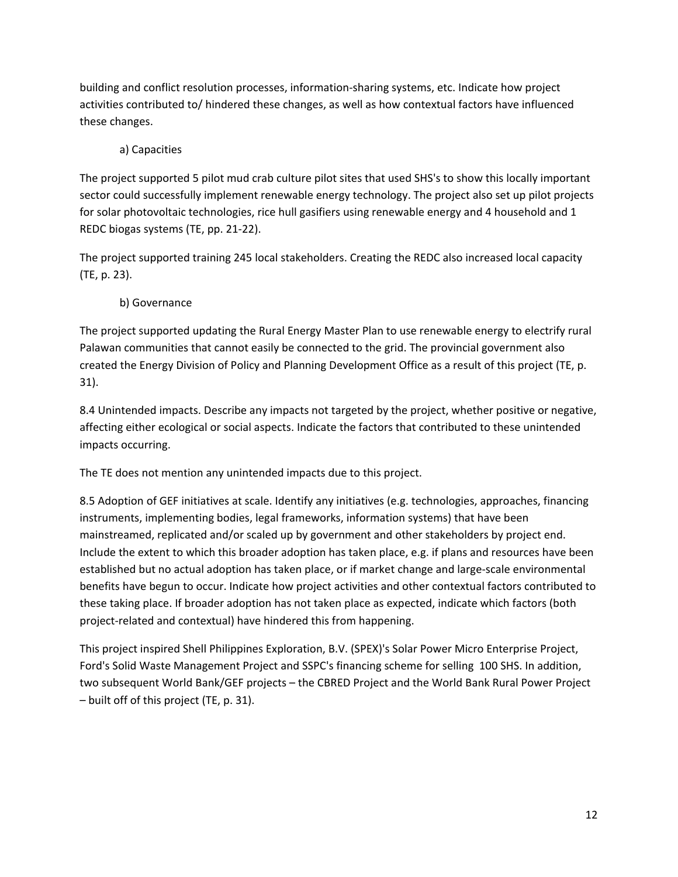building and conflict resolution processes, information-sharing systems, etc. Indicate how project activities contributed to/ hindered these changes, as well as how contextual factors have influenced these changes.

a) Capacities

The project supported 5 pilot mud crab culture pilot sites that used SHS's to show this locally important sector could successfully implement renewable energy technology. The project also set up pilot projects for solar photovoltaic technologies, rice hull gasifiers using renewable energy and 4 household and 1 REDC biogas systems (TE, pp. 21-22).

The project supported training 245 local stakeholders. Creating the REDC also increased local capacity (TE, p. 23).

b) Governance

The project supported updating the Rural Energy Master Plan to use renewable energy to electrify rural Palawan communities that cannot easily be connected to the grid. The provincial government also created the Energy Division of Policy and Planning Development Office as a result of this project (TE, p. 31).

8.4 Unintended impacts. Describe any impacts not targeted by the project, whether positive or negative, affecting either ecological or social aspects. Indicate the factors that contributed to these unintended impacts occurring.

The TE does not mention any unintended impacts due to this project.

8.5 Adoption of GEF initiatives at scale. Identify any initiatives (e.g. technologies, approaches, financing instruments, implementing bodies, legal frameworks, information systems) that have been mainstreamed, replicated and/or scaled up by government and other stakeholders by project end. Include the extent to which this broader adoption has taken place, e.g. if plans and resources have been established but no actual adoption has taken place, or if market change and large-scale environmental benefits have begun to occur. Indicate how project activities and other contextual factors contributed to these taking place. If broader adoption has not taken place as expected, indicate which factors (both project-related and contextual) have hindered this from happening.

This project inspired Shell Philippines Exploration, B.V. (SPEX)'s Solar Power Micro Enterprise Project, Ford's Solid Waste Management Project and SSPC's financing scheme for selling 100 SHS. In addition, two subsequent World Bank/GEF projects – the CBRED Project and the World Bank Rural Power Project – built off of this project (TE, p. 31).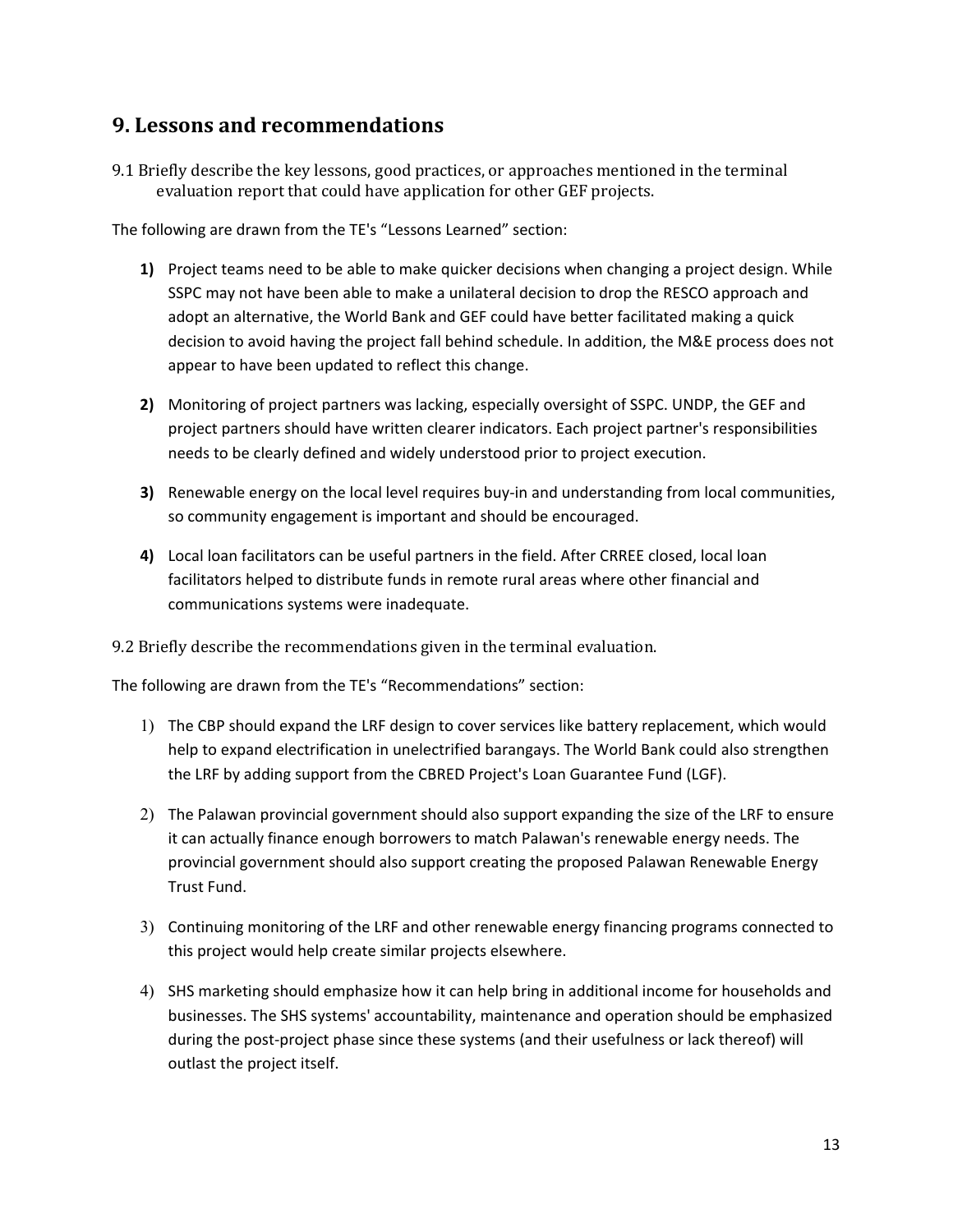## 9. Lessons and recommendations

9.1 Briefly describe the key lessons, good practices, or approaches mentioned in the terminal evaluation report that could have application for other GEF projects.

The following are drawn from the TE's "Lessons Learned" section:

1) Project teams need to be able to make quicker decisions when changing a project design. While SSPC may not have been able to make a unilateral decision to drop the RESCO approach and adopt an alternative, the World Bank and GEF could have better facilitated making a quick decision to avoid having the project fall behind schedule. In addition, the M&E process does not appear to have been updated to reflect this change.

2) Monitoring of project partners was lacking, especially oversight of SSPC. UNDP, the GEF and project partners should have written clearer indicators. Each project partner's responsibilities needs to be clearly defined and widely understood prior to project execution.

3) Renewable energy on the local level requires buy-in and understanding from local communities, so community engagement is important and should be encouraged.

4) Local loan facilitators can be useful partners in the field. After CRREE closed, local loan facilitators helped to distribute funds in remote rural areas where other financial and communications systems were inadequate.

9.2 Briefly describe the recommendations given in the terminal evaluation.

The following are drawn from the TE's "Recommendations" section:

1) The CBP should expand the LRF design to cover services like battery replacement, which would help to expand electrification in unelectrified barangays. The World Bank could also strengthen the LRF by adding support from the CBRED Project's Loan Guarantee Fund (LGF).

2) The Palawan provincial government should also support expanding the size of the LRF to ensure it can actually finance enough borrowers to match Palawan's renewable energy needs. The provincial government should also support creating the proposed Palawan Renewable Energy Trust Fund.

3) Continuing monitoring of the LRF and other renewable energy financing programs connected to this project would help create similar projects elsewhere.

4) SHS marketing should emphasize how it can help bring in additional income for households and businesses. The SHS systems' accountability, maintenance and operation should be emphasized during the post-project phase since these systems (and their usefulness or lack thereof) will outlast the project itself.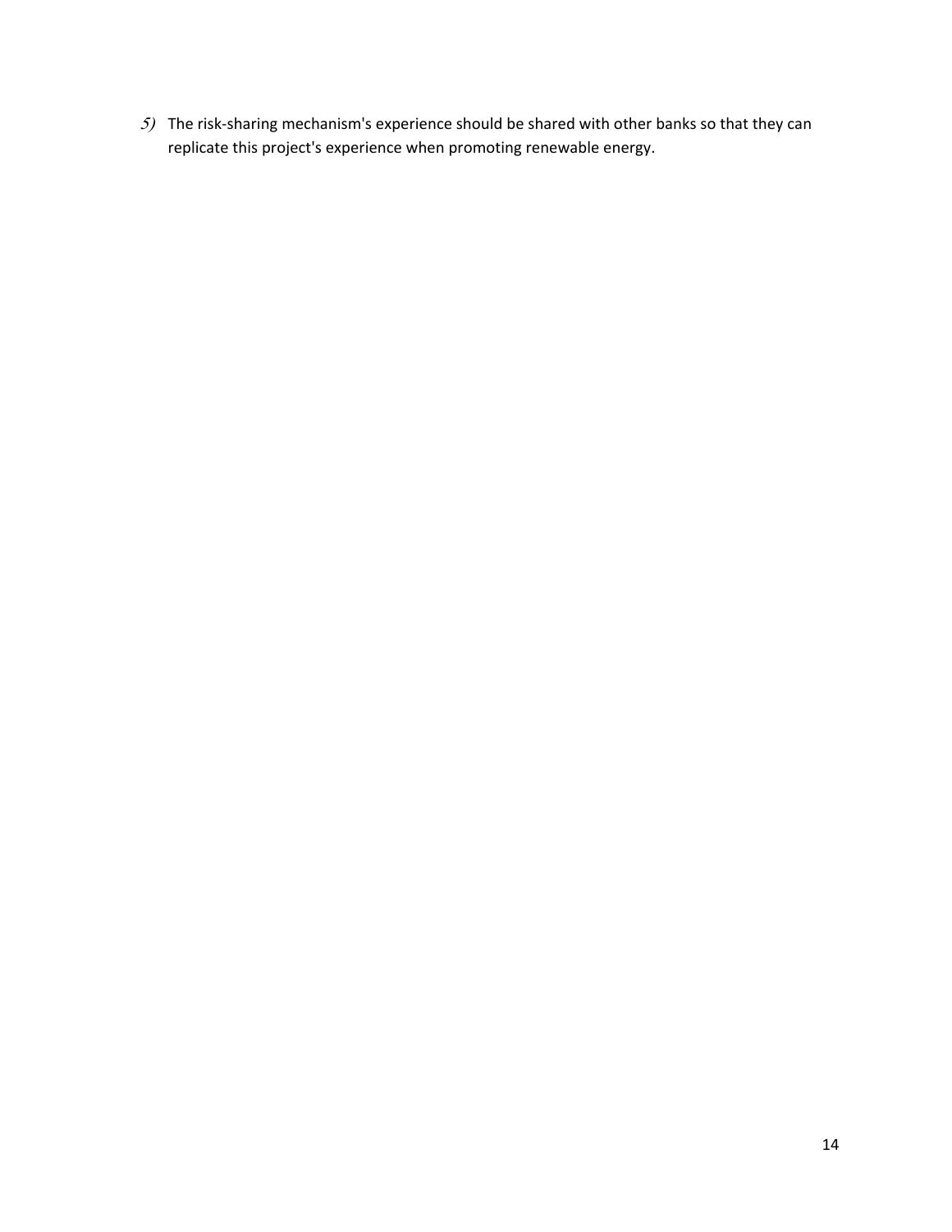5) The risk-sharing mechanism's experience should be shared with other banks so that they can replicate this project's experience when promoting renewable energy.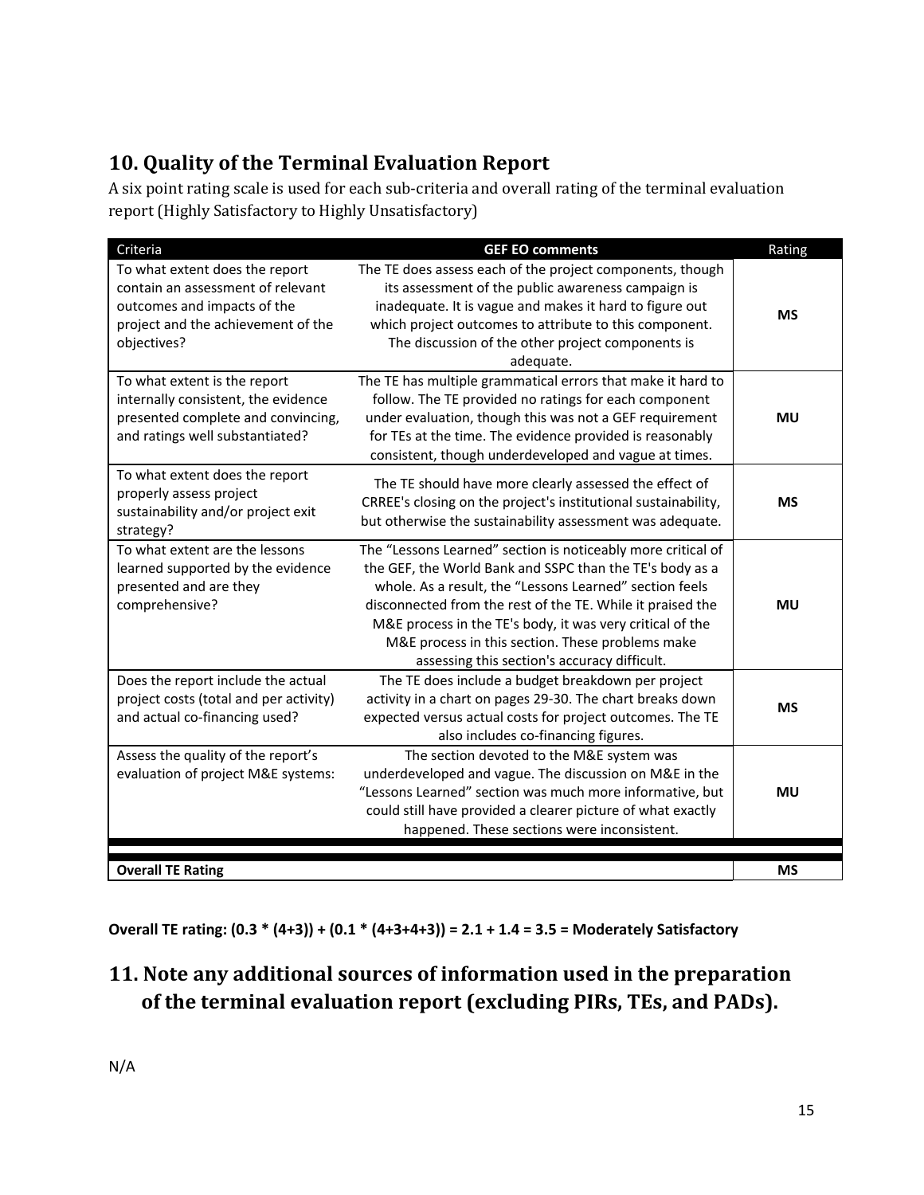## 10. Quality of the Terminal Evaluation Report

A six point rating scale is used for each sub-criteria and overall rating of the terminal evaluation report (Highly Satisfactory to Highly Unsatisfactory)

| Criteria | GEF EO comments | Rating |
|---|---|---|
| To what extent does the report contain an assessment of relevant outcomes and impacts of the project and the achievement of the objectives? | The TE does assess each of the project components, though its assessment of the public awareness campaign is inadequate. It is vague and makes it hard to figure out which project outcomes to attribute to this component. The discussion of the other project components is adequate. | **MS** |
| To what extent is the report internally consistent, the evidence presented complete and convincing, and ratings well substantiated? | The TE has multiple grammatical errors that make it hard to follow. The TE provided no ratings for each component under evaluation, though this was not a GEF requirement for TEs at the time. The evidence provided is reasonably consistent, though underdeveloped and vague at times. | **MU** |
| To what extent does the report properly assess project sustainability and/or project exit strategy? | The TE should have more clearly assessed the effect of CRREE's closing on the project's institutional sustainability, but otherwise the sustainability assessment was adequate. | **MS** |
| To what extent are the lessons learned supported by the evidence presented and are they comprehensive? | The "Lessons Learned" section is noticeably more critical of the GEF, the World Bank and SSPC than the TE's body as a whole. As a result, the "Lessons Learned" section feels disconnected from the rest of the TE. While it praised the M&E process in the TE's body, it was very critical of the M&E process in this section. These problems make assessing this section's accuracy difficult. | **MU** |
| Does the report include the actual project costs (total and per activity) and actual co-financing used? | The TE does include a budget breakdown per project activity in a chart on pages 29-30. The chart breaks down expected versus actual costs for project outcomes. The TE also includes co-financing figures. | **MS** |
| Assess the quality of the report's evaluation of project M&E systems: | The section devoted to the M&E system was underdeveloped and vague. The discussion on M&E in the "Lessons Learned" section was much more informative, but could still have provided a clearer picture of what exactly happened. These sections were inconsistent. | **MU** |
| **Overall TE Rating** | | **MS** |

**Overall TE rating: (0.3 * (4+3)) + (0.1 * (4+3+4+3)) = 2.1 + 1.4 = 3.5 = Moderately Satisfactory**

## 11. Note any additional sources of information used in the preparation of the terminal evaluation report (excluding PIRs, TEs, and PADs).

N/A